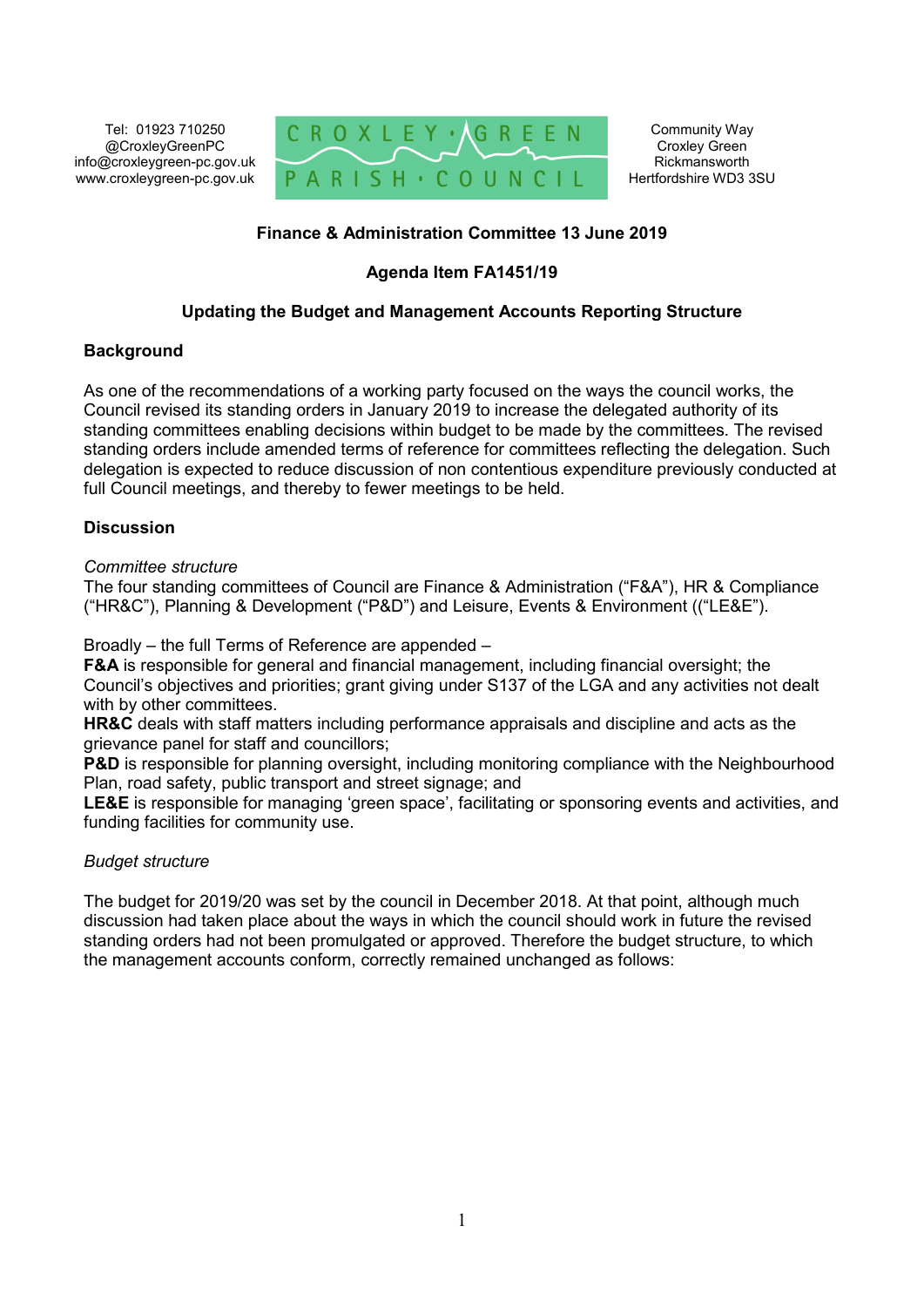Tel: 01923 710250
@CroxleyGreenPC
info@croxleygreen-pc.gov.uk
www.croxleygreen-pc.gov.uk

CROXLEY GREEN PARISH COUNCIL

Community Way
Croxley Green
Rickmansworth
Hertfordshire WD3 3SU

**Finance & Administration Committee 13 June 2019**

**Agenda Item FA1451/19**

**Updating the Budget and Management Accounts Reporting Structure**

## Background

As one of the recommendations of a working party focused on the ways the council works, the Council revised its standing orders in January 2019 to increase the delegated authority of its standing committees enabling decisions within budget to be made by the committees. The revised standing orders include amended terms of reference for committees reflecting the delegation. Such delegation is expected to reduce discussion of non contentious expenditure previously conducted at full Council meetings, and thereby to fewer meetings to be held.

## Discussion

*Committee structure*
The four standing committees of Council are Finance & Administration ("F&A"), HR & Compliance ("HR&C"), Planning & Development ("P&D") and Leisure, Events & Environment (("LE&E").

Broadly – the full Terms of Reference are appended –
**F&A** is responsible for general and financial management, including financial oversight; the Council's objectives and priorities; grant giving under S137 of the LGA and any activities not dealt with by other committees.
**HR&C** deals with staff matters including performance appraisals and discipline and acts as the grievance panel for staff and councillors;
**P&D** is responsible for planning oversight, including monitoring compliance with the Neighbourhood Plan, road safety, public transport and street signage; and
**LE&E** is responsible for managing 'green space', facilitating or sponsoring events and activities, and funding facilities for community use.

*Budget structure*

The budget for 2019/20 was set by the council in December 2018. At that point, although much discussion had taken place about the ways in which the council should work in future the revised standing orders had not been promulgated or approved. Therefore the budget structure, to which the management accounts conform, correctly remained unchanged as follows: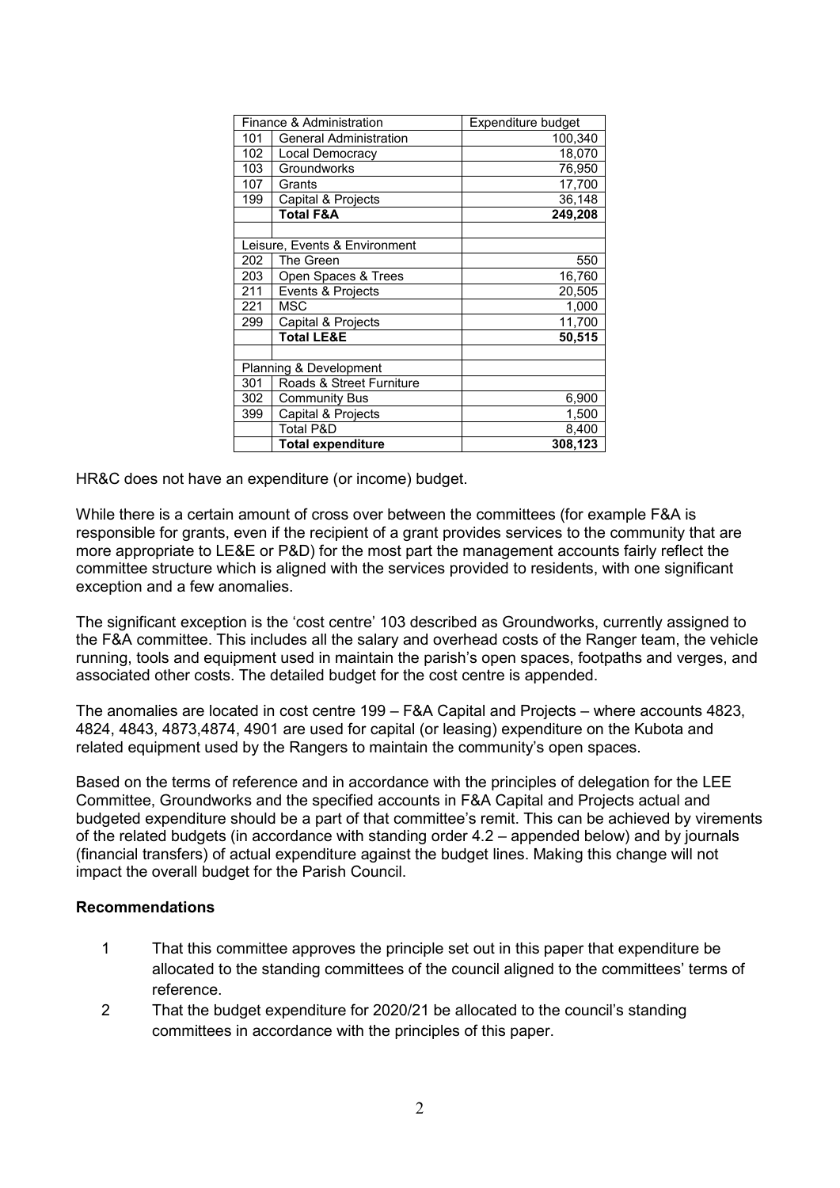| Finance & Administration | | Expenditure budget |
|---|---|---|
| 101 | General Administration | 100,340 |
| 102 | Local Democracy | 18,070 |
| 103 | Groundworks | 76,950 |
| 107 | Grants | 17,700 |
| 199 | Capital & Projects | 36,148 |
| | **Total F&A** | **249,208** |
| | | |
| Leisure, Events & Environment | | |
| 202 | The Green | 550 |
| 203 | Open Spaces & Trees | 16,760 |
| 211 | Events & Projects | 20,505 |
| 221 | MSC | 1,000 |
| 299 | Capital & Projects | 11,700 |
| | **Total LE&E** | **50,515** |
| | | |
| Planning & Development | | |
| 301 | Roads & Street Furniture | |
| 302 | Community Bus | 6,900 |
| 399 | Capital & Projects | 1,500 |
| | Total P&D | 8,400 |
| | **Total expenditure** | **308,123** |

HR&C does not have an expenditure (or income) budget.

While there is a certain amount of cross over between the committees (for example F&A is responsible for grants, even if the recipient of a grant provides services to the community that are more appropriate to LE&E or P&D) for the most part the management accounts fairly reflect the committee structure which is aligned with the services provided to residents, with one significant exception and a few anomalies.

The significant exception is the 'cost centre' 103 described as Groundworks, currently assigned to the F&A committee. This includes all the salary and overhead costs of the Ranger team, the vehicle running, tools and equipment used in maintain the parish's open spaces, footpaths and verges, and associated other costs. The detailed budget for the cost centre is appended.

The anomalies are located in cost centre 199 – F&A Capital and Projects – where accounts 4823, 4824, 4843, 4873,4874, 4901 are used for capital (or leasing) expenditure on the Kubota and related equipment used by the Rangers to maintain the community's open spaces.

Based on the terms of reference and in accordance with the principles of delegation for the LEE Committee, Groundworks and the specified accounts in F&A Capital and Projects actual and budgeted expenditure should be a part of that committee's remit. This can be achieved by virements of the related budgets (in accordance with standing order 4.2 – appended below) and by journals (financial transfers) of actual expenditure against the budget lines. Making this change will not impact the overall budget for the Parish Council.

**Recommendations**

1. That this committee approves the principle set out in this paper that expenditure be allocated to the standing committees of the council aligned to the committees' terms of reference.
2. That the budget expenditure for 2020/21 be allocated to the council's standing committees in accordance with the principles of this paper.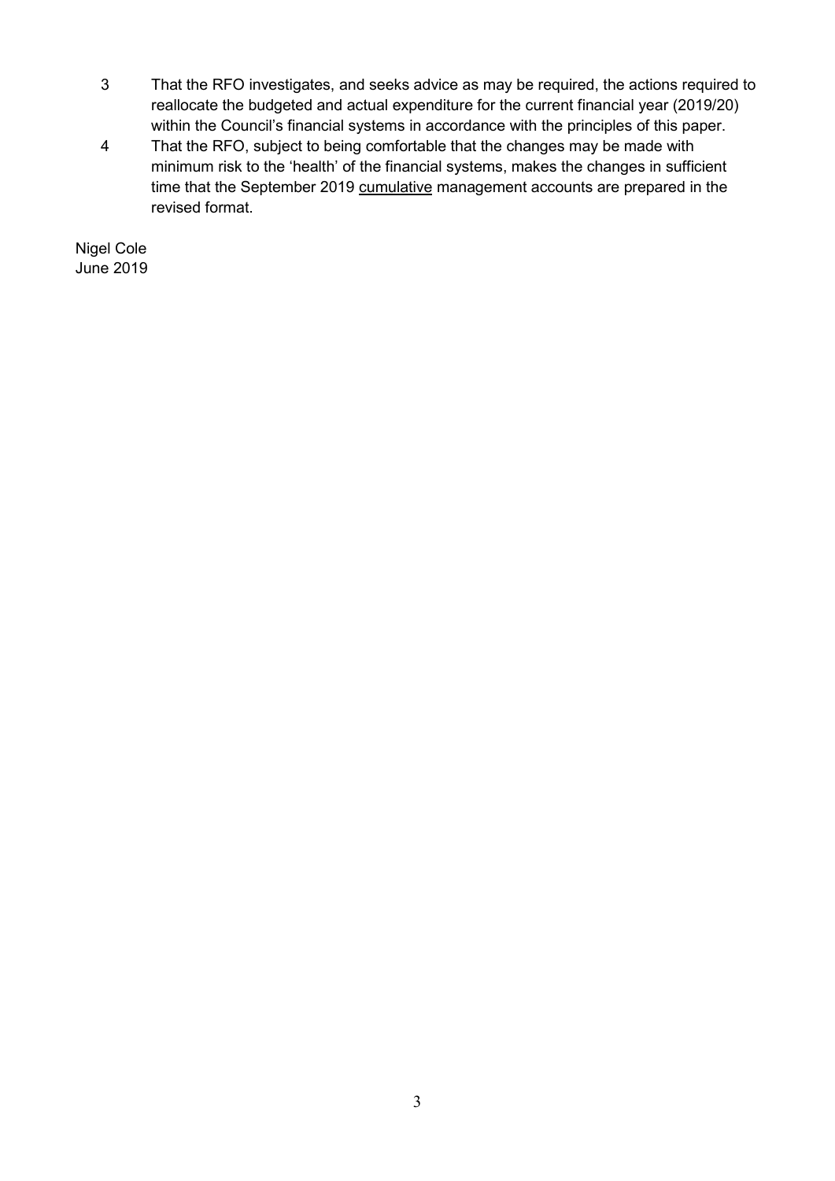3. That the RFO investigates, and seeks advice as may be required, the actions required to reallocate the budgeted and actual expenditure for the current financial year (2019/20) within the Council's financial systems in accordance with the principles of this paper.
4. That the RFO, subject to being comfortable that the changes may be made with minimum risk to the 'health' of the financial systems, makes the changes in sufficient time that the September 2019 <u>cumulative</u> management accounts are prepared in the revised format.

Nigel Cole
June 2019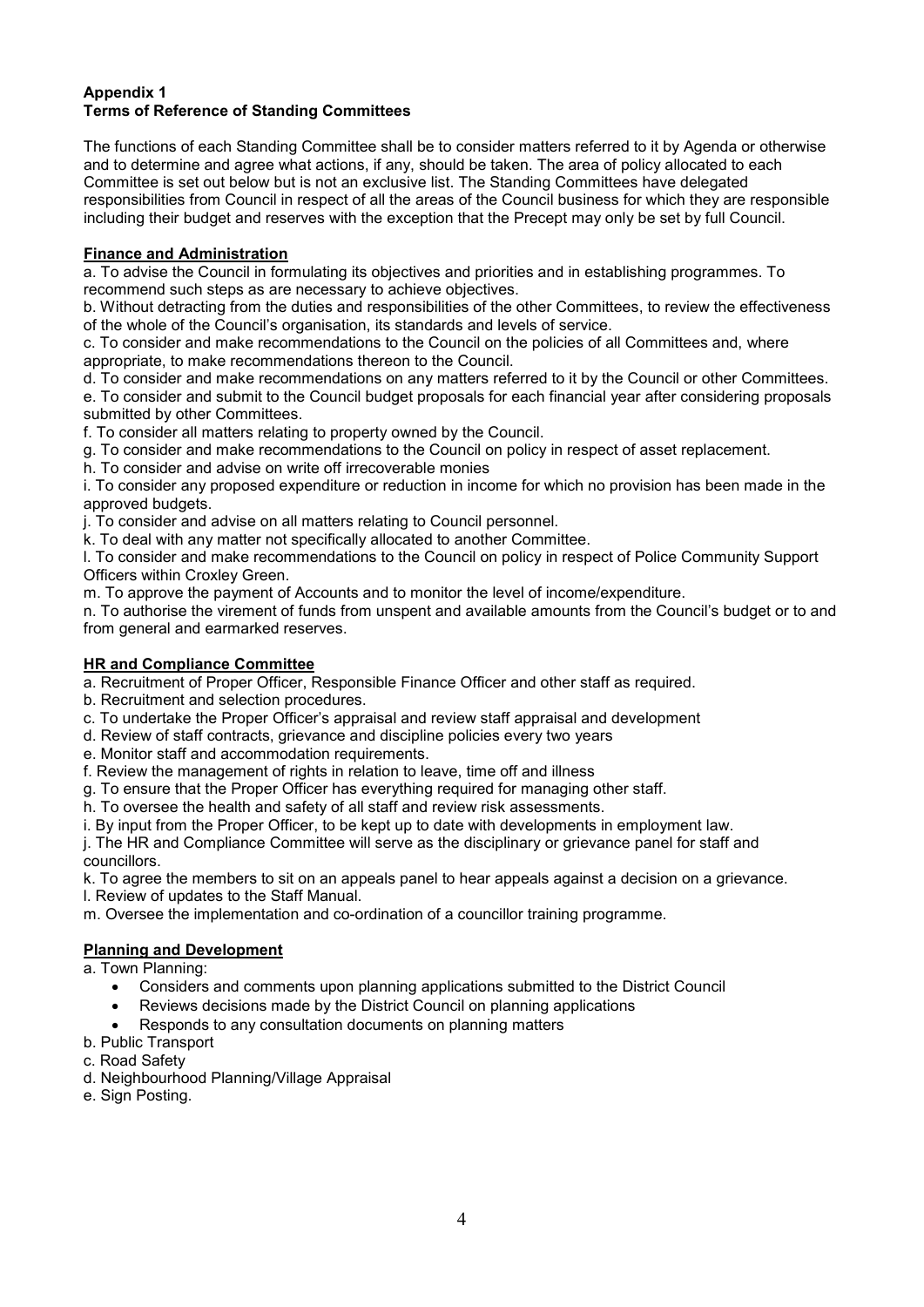**Appendix 1**
**Terms of Reference of Standing Committees**

The functions of each Standing Committee shall be to consider matters referred to it by Agenda or otherwise and to determine and agree what actions, if any, should be taken. The area of policy allocated to each Committee is set out below but is not an exclusive list. The Standing Committees have delegated responsibilities from Council in respect of all the areas of the Council business for which they are responsible including their budget and reserves with the exception that the Precept may only be set by full Council.

**Finance and Administration**

a. To advise the Council in formulating its objectives and priorities and in establishing programmes. To recommend such steps as are necessary to achieve objectives.
b. Without detracting from the duties and responsibilities of the other Committees, to review the effectiveness of the whole of the Council's organisation, its standards and levels of service.
c. To consider and make recommendations to the Council on the policies of all Committees and, where appropriate, to make recommendations thereon to the Council.
d. To consider and make recommendations on any matters referred to it by the Council or other Committees.
e. To consider and submit to the Council budget proposals for each financial year after considering proposals submitted by other Committees.
f. To consider all matters relating to property owned by the Council.
g. To consider and make recommendations to the Council on policy in respect of asset replacement.
h. To consider and advise on write off irrecoverable monies
i. To consider any proposed expenditure or reduction in income for which no provision has been made in the approved budgets.
j. To consider and advise on all matters relating to Council personnel.
k. To deal with any matter not specifically allocated to another Committee.
l. To consider and make recommendations to the Council on policy in respect of Police Community Support Officers within Croxley Green.
m. To approve the payment of Accounts and to monitor the level of income/expenditure.
n. To authorise the virement of funds from unspent and available amounts from the Council's budget or to and from general and earmarked reserves.

**HR and Compliance Committee**

a. Recruitment of Proper Officer, Responsible Finance Officer and other staff as required.
b. Recruitment and selection procedures.
c. To undertake the Proper Officer's appraisal and review staff appraisal and development
d. Review of staff contracts, grievance and discipline policies every two years
e. Monitor staff and accommodation requirements.
f. Review the management of rights in relation to leave, time off and illness
g. To ensure that the Proper Officer has everything required for managing other staff.
h. To oversee the health and safety of all staff and review risk assessments.
i. By input from the Proper Officer, to be kept up to date with developments in employment law.
j. The HR and Compliance Committee will serve as the disciplinary or grievance panel for staff and councillors.
k. To agree the members to sit on an appeals panel to hear appeals against a decision on a grievance.
l. Review of updates to the Staff Manual.
m. Oversee the implementation and co-ordination of a councillor training programme.

**Planning and Development**

a. Town Planning:
- Considers and comments upon planning applications submitted to the District Council
- Reviews decisions made by the District Council on planning applications
- Responds to any consultation documents on planning matters

b. Public Transport
c. Road Safety
d. Neighbourhood Planning/Village Appraisal
e. Sign Posting.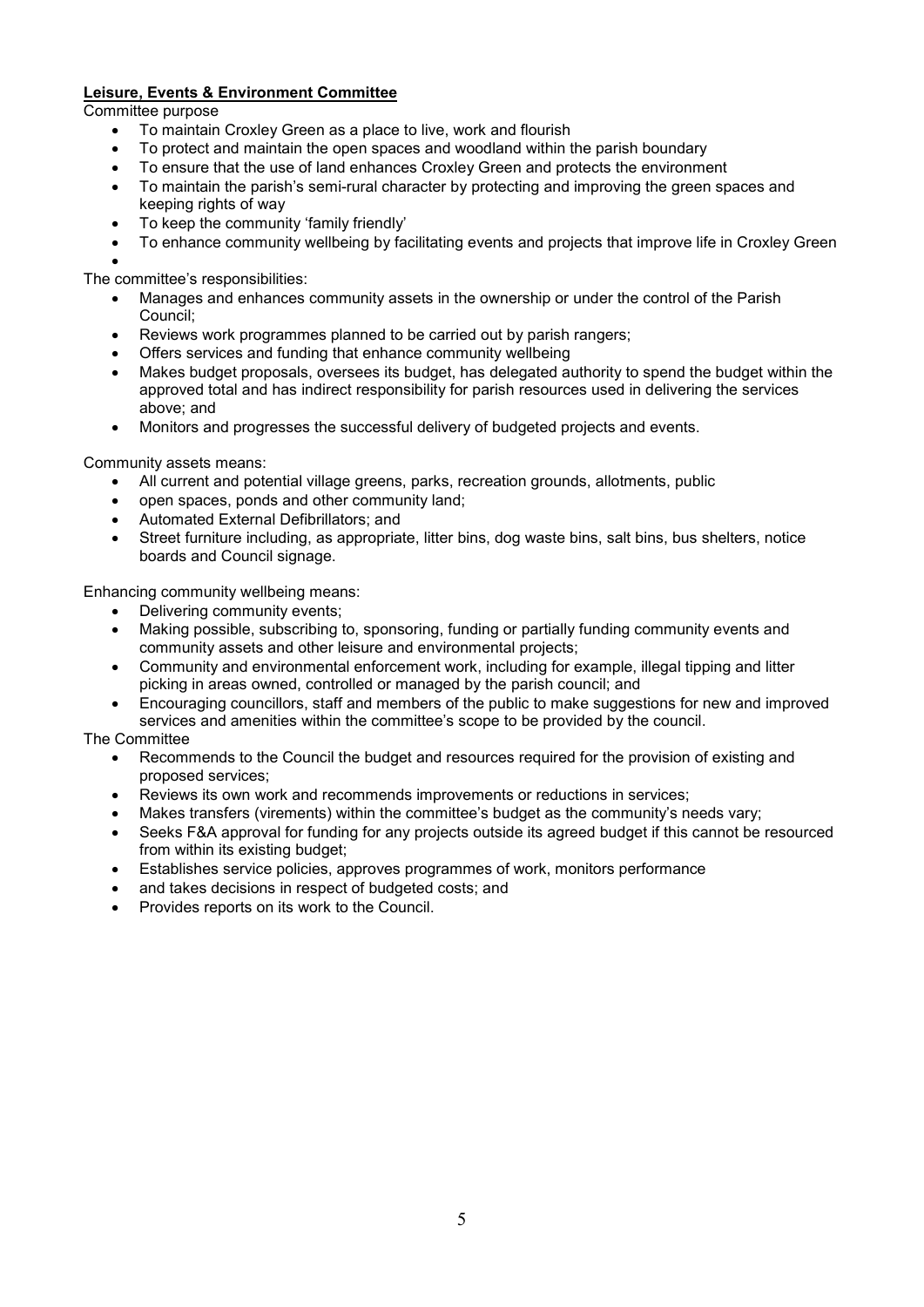**Leisure, Events & Environment Committee**

Committee purpose

- To maintain Croxley Green as a place to live, work and flourish
- To protect and maintain the open spaces and woodland within the parish boundary
- To ensure that the use of land enhances Croxley Green and protects the environment
- To maintain the parish's semi-rural character by protecting and improving the green spaces and keeping rights of way
- To keep the community 'family friendly'
- To enhance community wellbeing by facilitating events and projects that improve life in Croxley Green

The committee's responsibilities:

- Manages and enhances community assets in the ownership or under the control of the Parish Council;
- Reviews work programmes planned to be carried out by parish rangers;
- Offers services and funding that enhance community wellbeing
- Makes budget proposals, oversees its budget, has delegated authority to spend the budget within the approved total and has indirect responsibility for parish resources used in delivering the services above; and
- Monitors and progresses the successful delivery of budgeted projects and events.

Community assets means:

- All current and potential village greens, parks, recreation grounds, allotments, public
- open spaces, ponds and other community land;
- Automated External Defibrillators; and
- Street furniture including, as appropriate, litter bins, dog waste bins, salt bins, bus shelters, notice boards and Council signage.

Enhancing community wellbeing means:

- Delivering community events;
- Making possible, subscribing to, sponsoring, funding or partially funding community events and community assets and other leisure and environmental projects;
- Community and environmental enforcement work, including for example, illegal tipping and litter picking in areas owned, controlled or managed by the parish council; and
- Encouraging councillors, staff and members of the public to make suggestions for new and improved services and amenities within the committee's scope to be provided by the council.

The Committee

- Recommends to the Council the budget and resources required for the provision of existing and proposed services;
- Reviews its own work and recommends improvements or reductions in services;
- Makes transfers (virements) within the committee's budget as the community's needs vary;
- Seeks F&A approval for funding for any projects outside its agreed budget if this cannot be resourced from within its existing budget;
- Establishes service policies, approves programmes of work, monitors performance
- and takes decisions in respect of budgeted costs; and
- Provides reports on its work to the Council.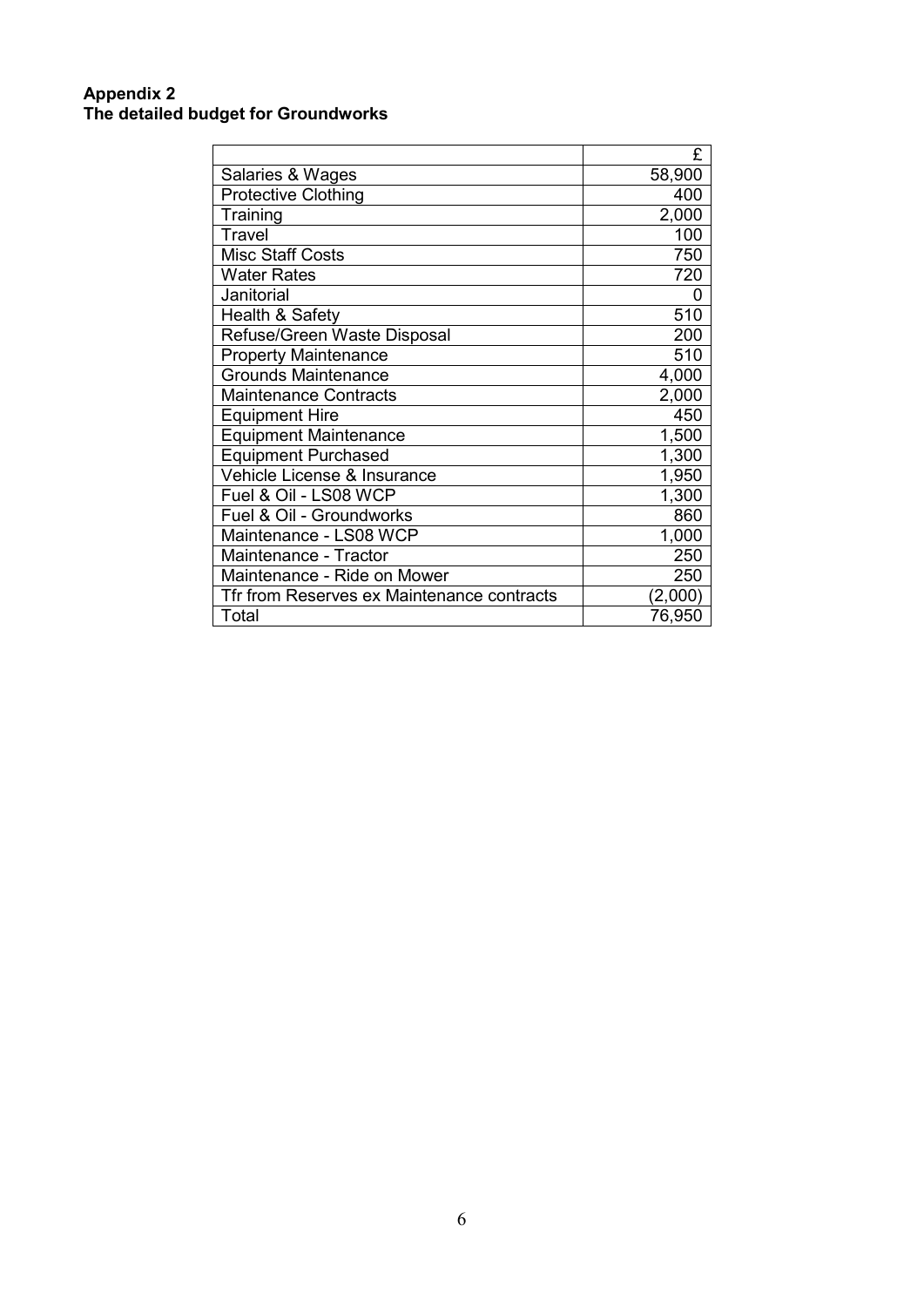**Appendix 2**
**The detailed budget for Groundworks**

| | £ |
|---|---:|
| Salaries & Wages | 58,900 |
| Protective Clothing | 400 |
| Training | 2,000 |
| Travel | 100 |
| Misc Staff Costs | 750 |
| Water Rates | 720 |
| Janitorial | 0 |
| Health & Safety | 510 |
| Refuse/Green Waste Disposal | 200 |
| Property Maintenance | 510 |
| Grounds Maintenance | 4,000 |
| Maintenance Contracts | 2,000 |
| Equipment Hire | 450 |
| Equipment Maintenance | 1,500 |
| Equipment Purchased | 1,300 |
| Vehicle License & Insurance | 1,950 |
| Fuel & Oil - LS08 WCP | 1,300 |
| Fuel & Oil - Groundworks | 860 |
| Maintenance - LS08 WCP | 1,000 |
| Maintenance - Tractor | 250 |
| Maintenance - Ride on Mower | 250 |
| Tfr from Reserves ex Maintenance contracts | (2,000) |
| Total | 76,950 |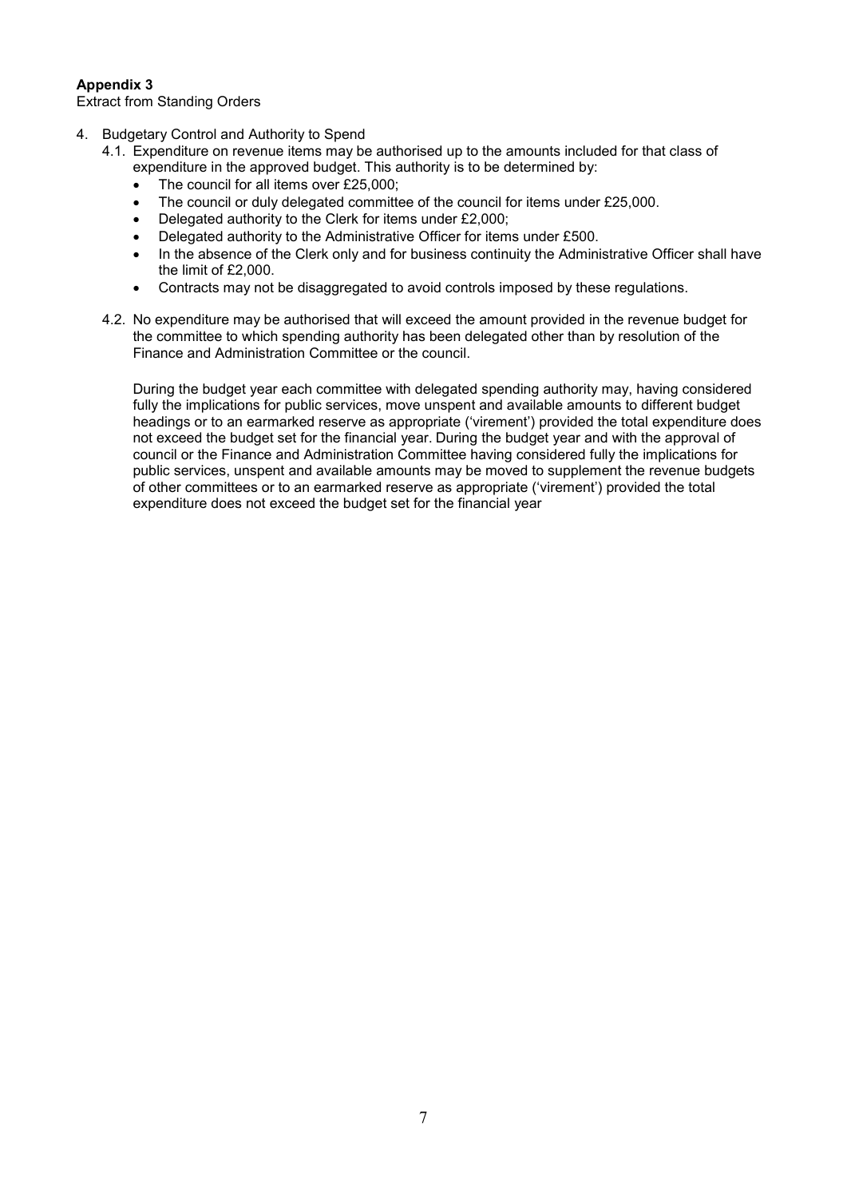**Appendix 3**

Extract from Standing Orders

4. Budgetary Control and Authority to Spend
    4.1. Expenditure on revenue items may be authorised up to the amounts included for that class of expenditure in the approved budget. This authority is to be determined by:
        - The council for all items over £25,000;
        - The council or duly delegated committee of the council for items under £25,000.
        - Delegated authority to the Clerk for items under £2,000;
        - Delegated authority to the Administrative Officer for items under £500.
        - In the absence of the Clerk only and for business continuity the Administrative Officer shall have the limit of £2,000.
        - Contracts may not be disaggregated to avoid controls imposed by these regulations.

    4.2. No expenditure may be authorised that will exceed the amount provided in the revenue budget for the committee to which spending authority has been delegated other than by resolution of the Finance and Administration Committee or the council.

    During the budget year each committee with delegated spending authority may, having considered fully the implications for public services, move unspent and available amounts to different budget headings or to an earmarked reserve as appropriate ('virement') provided the total expenditure does not exceed the budget set for the financial year. During the budget year and with the approval of council or the Finance and Administration Committee having considered fully the implications for public services, unspent and available amounts may be moved to supplement the revenue budgets of other committees or to an earmarked reserve as appropriate ('virement') provided the total expenditure does not exceed the budget set for the financial year